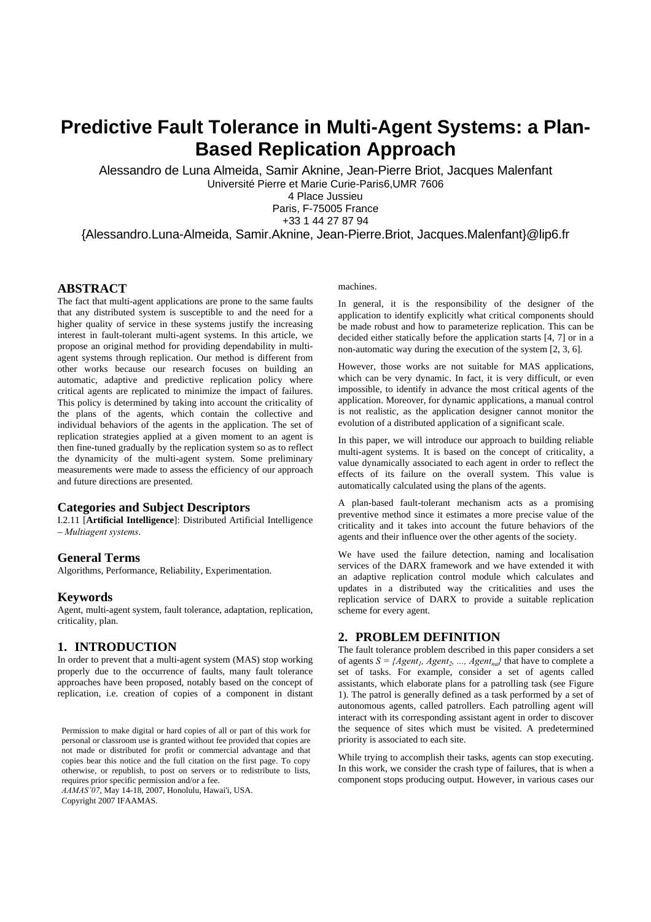# Predictive Fault Tolerance in Multi-Agent Systems: a Plan-Based Replication Approach

Alessandro de Luna Almeida, Samir Aknine, Jean-Pierre Briot, Jacques Malenfant
Université Pierre et Marie Curie-Paris6,UMR 7606
4 Place Jussieu
Paris, F-75005 France
+33 1 44 27 87 94
{Alessandro.Luna-Almeida, Samir.Aknine, Jean-Pierre.Briot, Jacques.Malenfant}@lip6.fr

## ABSTRACT

The fact that multi-agent applications are prone to the same faults that any distributed system is susceptible to and the need for a higher quality of service in these systems justify the increasing interest in fault-tolerant multi-agent systems. In this article, we propose an original method for providing dependability in multi-agent systems through replication. Our method is different from other works because our research focuses on building an automatic, adaptive and predictive replication policy where critical agents are replicated to minimize the impact of failures. This policy is determined by taking into account the criticality of the plans of the agents, which contain the collective and individual behaviors of the agents in the application. The set of replication strategies applied at a given moment to an agent is then fine-tuned gradually by the replication system so as to reflect the dynamicity of the multi-agent system. Some preliminary measurements were made to assess the efficiency of our approach and future directions are presented.

### Categories and Subject Descriptors

I.2.11 [**Artificial Intelligence**]: Distributed Artificial Intelligence – *Multiagent systems*.

### General Terms

Algorithms, Performance, Reliability, Experimentation.

### Keywords

Agent, multi-agent system, fault tolerance, adaptation, replication, criticality, plan.

## 1. INTRODUCTION

In order to prevent that a multi-agent system (MAS) stop working properly due to the occurrence of faults, many fault tolerance approaches have been proposed, notably based on the concept of replication, i.e. creation of copies of a component in distant machines.

In general, it is the responsibility of the designer of the application to identify explicitly what critical components should be made robust and how to parameterize replication. This can be decided either statically before the application starts [4, 7] or in a non-automatic way during the execution of the system [2, 3, 6].

However, those works are not suitable for MAS applications, which can be very dynamic. In fact, it is very difficult, or even impossible, to identify in advance the most critical agents of the application. Moreover, for dynamic applications, a manual control is not realistic, as the application designer cannot monitor the evolution of a distributed application of a significant scale.

In this paper, we will introduce our approach to building reliable multi-agent systems. It is based on the concept of criticality, a value dynamically associated to each agent in order to reflect the effects of its failure on the overall system. This value is automatically calculated using the plans of the agents.

A plan-based fault-tolerant mechanism acts as a promising preventive method since it estimates a more precise value of the criticality and it takes into account the future behaviors of the agents and their influence over the other agents of the society.

We have used the failure detection, naming and localisation services of the DARX framework and we have extended it with an adaptive replication control module which calculates and updates in a distributed way the criticalities and uses the replication service of DARX to provide a suitable replication scheme for every agent.

## 2. PROBLEM DEFINITION

The fault tolerance problem described in this paper considers a set of agents $S = \{Agent_1, Agent_2, \ldots, Agent_{na}\}$ that have to complete a set of tasks. For example, consider a set of agents called assistants, which elaborate plans for a patrolling task (see Figure 1). The patrol is generally defined as a task performed by a set of autonomous agents, called patrollers. Each patrolling agent will interact with its corresponding assistant agent in order to discover the sequence of sites which must be visited. A predetermined priority is associated to each site.

While trying to accomplish their tasks, agents can stop executing. In this work, we consider the crash type of failures, that is when a component stops producing output. However, in various cases our

Permission to make digital or hard copies of all or part of this work for personal or classroom use is granted without fee provided that copies are not made or distributed for profit or commercial advantage and that copies bear this notice and the full citation on the first page. To copy otherwise, or republish, to post on servers or to redistribute to lists, requires prior specific permission and/or a fee.
*AAMAS'07*, May 14-18, 2007, Honolulu, Hawai'i, USA.
Copyright 2007 IFAAMAS.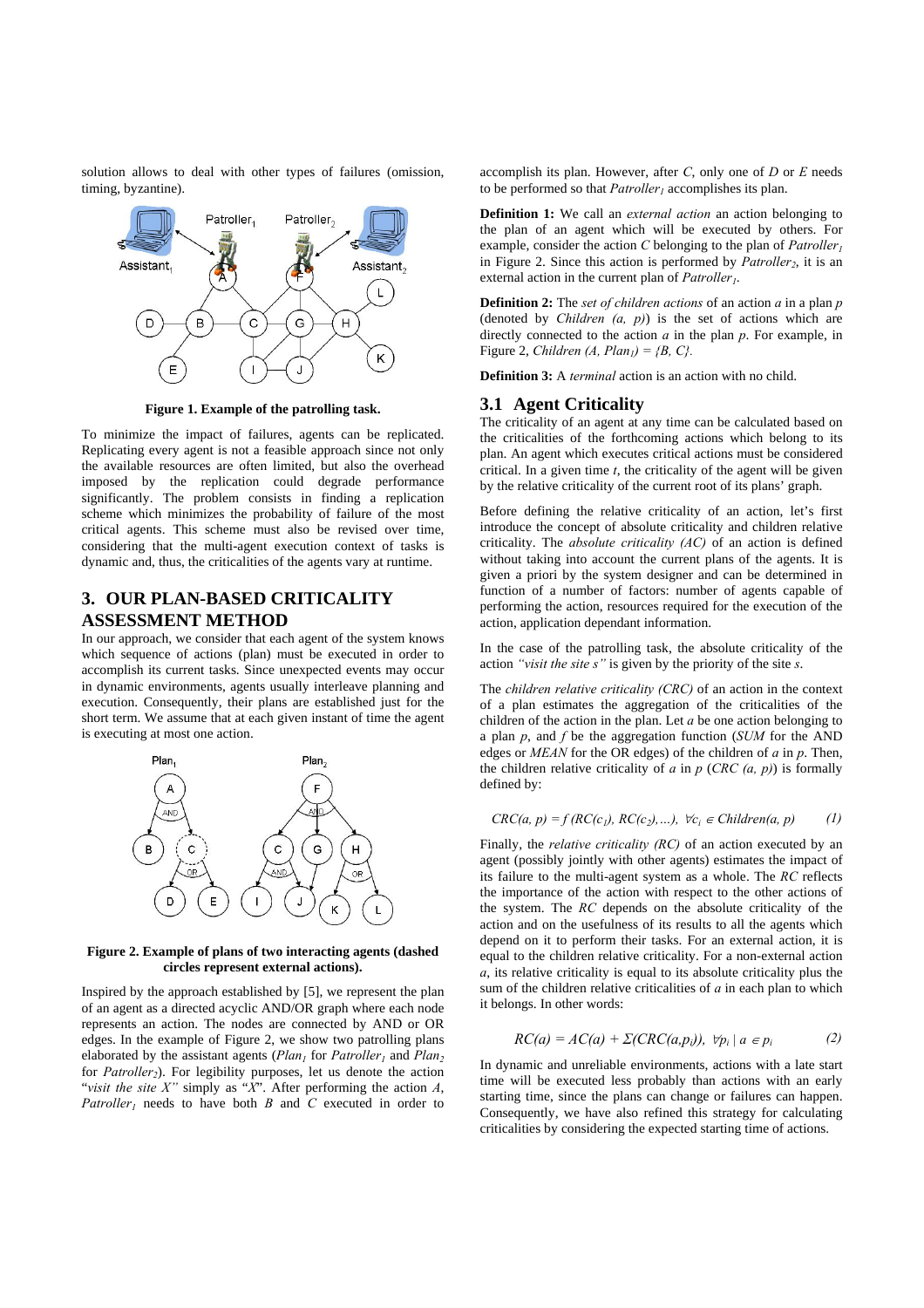solution allows to deal with other types of failures (omission, timing, byzantine).

**Figure 1. Example of the patrolling task.**

To minimize the impact of failures, agents can be replicated. Replicating every agent is not a feasible approach since not only the available resources are often limited, but also the overhead imposed by the replication could degrade performance significantly. The problem consists in finding a replication scheme which minimizes the probability of failure of the most critical agents. This scheme must also be revised over time, considering that the multi-agent execution context of tasks is dynamic and, thus, the criticalities of the agents vary at runtime.

## 3. OUR PLAN-BASED CRITICALITY ASSESSMENT METHOD

In our approach, we consider that each agent of the system knows which sequence of actions (plan) must be executed in order to accomplish its current tasks. Since unexpected events may occur in dynamic environments, agents usually interleave planning and execution. Consequently, their plans are established just for the short term. We assume that at each given instant of time the agent is executing at most one action.

**Figure 2. Example of plans of two interacting agents (dashed circles represent external actions).**

Inspired by the approach established by [5], we represent the plan of an agent as a directed acyclic AND/OR graph where each node represents an action. The nodes are connected by AND or OR edges. In the example of Figure 2, we show two patrolling plans elaborated by the assistant agents ($Plan_1$ for $Patroller_1$ and $Plan_2$ for $Patroller_2$). For legibility purposes, let us denote the action "*visit the site X*" simply as "*X*". After performing the action *A*, $Patroller_1$ needs to have both *B* and *C* executed in order to accomplish its plan. However, after *C*, only one of *D* or *E* needs to be performed so that $Patroller_1$ accomplishes its plan.

**Definition 1:** We call an *external action* an action belonging to the plan of an agent which will be executed by others. For example, consider the action *C* belonging to the plan of $Patroller_1$ in Figure 2. Since this action is performed by $Patroller_2$, it is an external action in the current plan of $Patroller_1$.

**Definition 2:** The *set of children actions* of an action *a* in a plan *p* (denoted by *Children (a, p)*) is the set of actions which are directly connected to the action *a* in the plan *p*. For example, in Figure 2, $Children\ (A, Plan_1) = \{B, C\}$.

**Definition 3:** A *terminal* action is an action with no child.

### 3.1 Agent Criticality

The criticality of an agent at any time can be calculated based on the criticalities of the forthcoming actions which belong to its plan. An agent which executes critical actions must be considered critical. In a given time *t*, the criticality of the agent will be given by the relative criticality of the current root of its plans' graph.

Before defining the relative criticality of an action, let's first introduce the concept of absolute criticality and children relative criticality. The *absolute criticality (AC)* of an action is defined without taking into account the current plans of the agents. It is given a priori by the system designer and can be determined in function of a number of factors: number of agents capable of performing the action, resources required for the execution of the action, application dependant information.

In the case of the patrolling task, the absolute criticality of the action *"visit the site s"* is given by the priority of the site *s*.

The *children relative criticality (CRC)* of an action in the context of a plan estimates the aggregation of the criticalities of the children of the action in the plan. Let *a* be one action belonging to a plan *p*, and *f* be the aggregation function (*SUM* for the AND edges or *MEAN* for the OR edges) of the children of *a* in *p*. Then, the children relative criticality of *a* in *p* (*CRC (a, p)*) is formally defined by:

$$CRC(a, p) = f\,(RC(c_1), RC(c_2), \ldots),\ \forall c_i \in Children(a, p) \qquad (1)$$

Finally, the *relative criticality (RC)* of an action executed by an agent (possibly jointly with other agents) estimates the impact of its failure to the multi-agent system as a whole. The *RC* reflects the importance of the action with respect to the other actions of the system. The *RC* depends on the absolute criticality of the action and on the usefulness of its results to all the agents which depend on it to perform their tasks. For an external action, it is equal to the children relative criticality. For a non-external action *a*, its relative criticality is equal to its absolute criticality plus the sum of the children relative criticalities of *a* in each plan to which it belongs. In other words:

$$RC(a) = AC(a) + \Sigma(CRC(a,p_i)),\ \forall p_i \mid a \in p_i \qquad (2)$$

In dynamic and unreliable environments, actions with a late start time will be executed less probably than actions with an early starting time, since the plans can change or failures can happen. Consequently, we have also refined this strategy for calculating criticalities by considering the expected starting time of actions.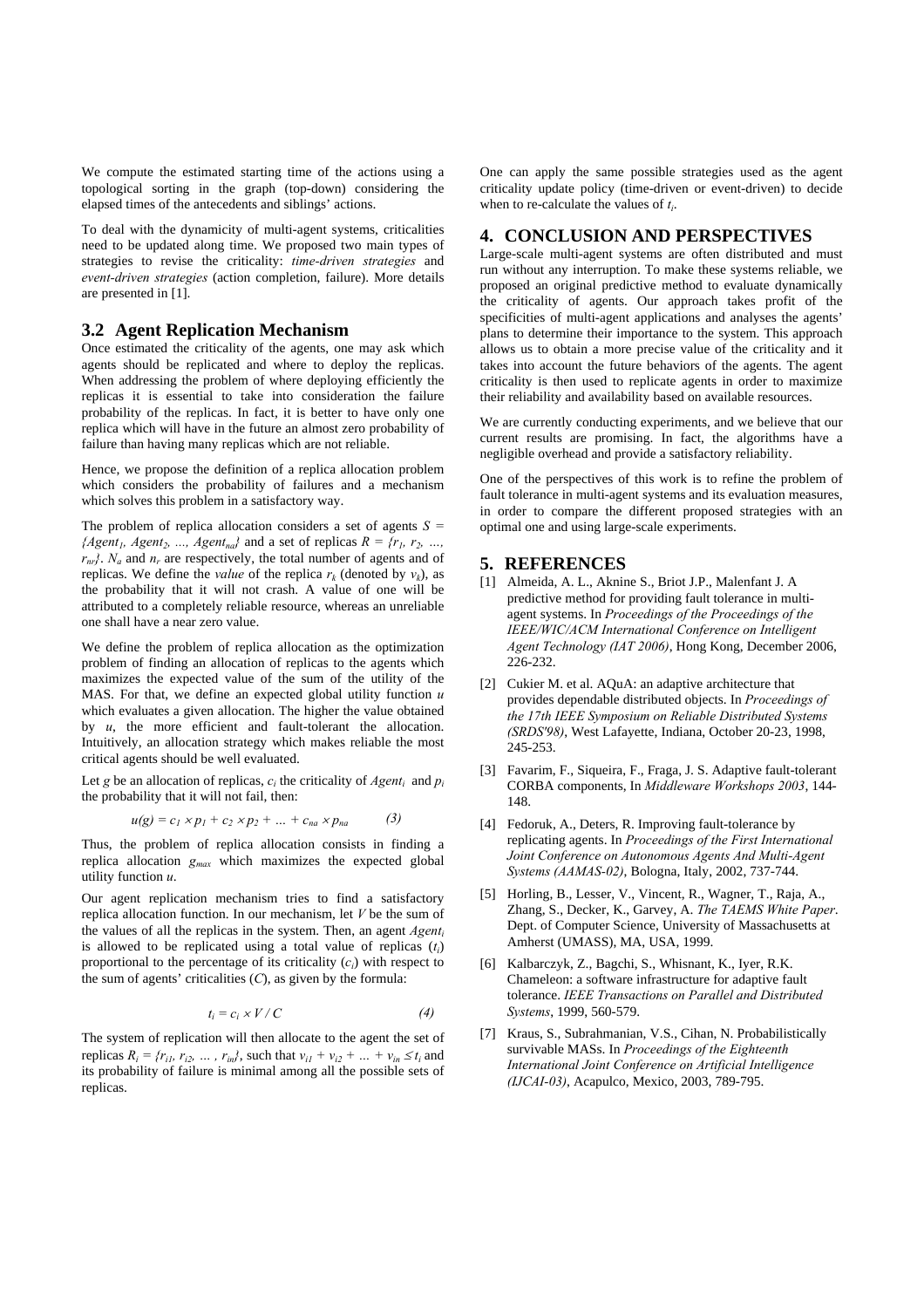We compute the estimated starting time of the actions using a topological sorting in the graph (top-down) considering the elapsed times of the antecedents and siblings' actions.

To deal with the dynamicity of multi-agent systems, criticalities need to be updated along time. We proposed two main types of strategies to revise the criticality: *time-driven strategies* and *event-driven strategies* (action completion, failure). More details are presented in [1].

### 3.2 Agent Replication Mechanism

Once estimated the criticality of the agents, one may ask which agents should be replicated and where to deploy the replicas. When addressing the problem of where deploying efficiently the replicas it is essential to take into consideration the failure probability of the replicas. In fact, it is better to have only one replica which will have in the future an almost zero probability of failure than having many replicas which are not reliable.

Hence, we propose the definition of a replica allocation problem which considers the probability of failures and a mechanism which solves this problem in a satisfactory way.

The problem of replica allocation considers a set of agents $S = \{Agent_1, Agent_2, \ldots, Agent_{na}\}$ and a set of replicas $R = \{r_1, r_2, \ldots, r_{nr}\}$. $N_a$ and $n_r$ are respectively, the total number of agents and of replicas. We define the *value* of the replica $r_k$ (denoted by $v_k$), as the probability that it will not crash. A value of one will be attributed to a completely reliable resource, whereas an unreliable one shall have a near zero value.

We define the problem of replica allocation as the optimization problem of finding an allocation of replicas to the agents which maximizes the expected value of the sum of the utility of the MAS. For that, we define an expected global utility function $u$ which evaluates a given allocation. The higher the value obtained by $u$, the more efficient and fault-tolerant the allocation. Intuitively, an allocation strategy which makes reliable the most critical agents should be well evaluated.

Let $g$ be an allocation of replicas, $c_i$ the criticality of $Agent_i$ and $p_i$ the probability that it will not fail, then:

$$u(g) = c_1 \times p_1 + c_2 \times p_2 + \ldots + c_{na} \times p_{na} \qquad (3)$$

Thus, the problem of replica allocation consists in finding a replica allocation $g_{max}$ which maximizes the expected global utility function $u$.

Our agent replication mechanism tries to find a satisfactory replica allocation function. In our mechanism, let $V$ be the sum of the values of all the replicas in the system. Then, an agent $Agent_i$ is allowed to be replicated using a total value of replicas ($t_i$) proportional to the percentage of its criticality ($c_i$) with respect to the sum of agents' criticalities ($C$), as given by the formula:

$$t_i = c_i \times V / C \qquad (4)$$

The system of replication will then allocate to the agent the set of replicas $R_i = \{r_{i1}, r_{i2}, \ldots, r_{in}\}$, such that $v_{i1} + v_{i2} + \ldots + v_{in} \leq t_i$ and its probability of failure is minimal among all the possible sets of replicas.

One can apply the same possible strategies used as the agent criticality update policy (time-driven or event-driven) to decide when to re-calculate the values of $t_i$.

## 4. CONCLUSION AND PERSPECTIVES

Large-scale multi-agent systems are often distributed and must run without any interruption. To make these systems reliable, we proposed an original predictive method to evaluate dynamically the criticality of agents. Our approach takes profit of the specificities of multi-agent applications and analyses the agents' plans to determine their importance to the system. This approach allows us to obtain a more precise value of the criticality and it takes into account the future behaviors of the agents. The agent criticality is then used to replicate agents in order to maximize their reliability and availability based on available resources.

We are currently conducting experiments, and we believe that our current results are promising. In fact, the algorithms have a negligible overhead and provide a satisfactory reliability.

One of the perspectives of this work is to refine the problem of fault tolerance in multi-agent systems and its evaluation measures, in order to compare the different proposed strategies with an optimal one and using large-scale experiments.

## 5. REFERENCES

[1] Almeida, A. L., Aknine S., Briot J.P., Malenfant J. A predictive method for providing fault tolerance in multi-agent systems. In *Proceedings of the Proceedings of the IEEE/WIC/ACM International Conference on Intelligent Agent Technology (IAT 2006)*, Hong Kong, December 2006, 226-232.

[2] Cukier M. et al. AQuA: an adaptive architecture that provides dependable distributed objects. In *Proceedings of the 17th IEEE Symposium on Reliable Distributed Systems (SRDS'98)*, West Lafayette, Indiana, October 20-23, 1998, 245-253.

[3] Favarim, F., Siqueira, F., Fraga, J. S. Adaptive fault-tolerant CORBA components, In *Middleware Workshops 2003*, 144-148.

[4] Fedoruk, A., Deters, R. Improving fault-tolerance by replicating agents. In *Proceedings of the First International Joint Conference on Autonomous Agents And Multi-Agent Systems (AAMAS-02)*, Bologna, Italy, 2002, 737-744.

[5] Horling, B., Lesser, V., Vincent, R., Wagner, T., Raja, A., Zhang, S., Decker, K., Garvey, A. *The TAEMS White Paper*. Dept. of Computer Science, University of Massachusetts at Amherst (UMASS), MA, USA, 1999.

[6] Kalbarczyk, Z., Bagchi, S., Whisnant, K., Iyer, R.K. Chameleon: a software infrastructure for adaptive fault tolerance. *IEEE Transactions on Parallel and Distributed Systems*, 1999, 560-579.

[7] Kraus, S., Subrahmanian, V.S., Cihan, N. Probabilistically survivable MASs. In *Proceedings of the Eighteenth International Joint Conference on Artificial Intelligence (IJCAI-03)*, Acapulco, Mexico, 2003, 789-795.